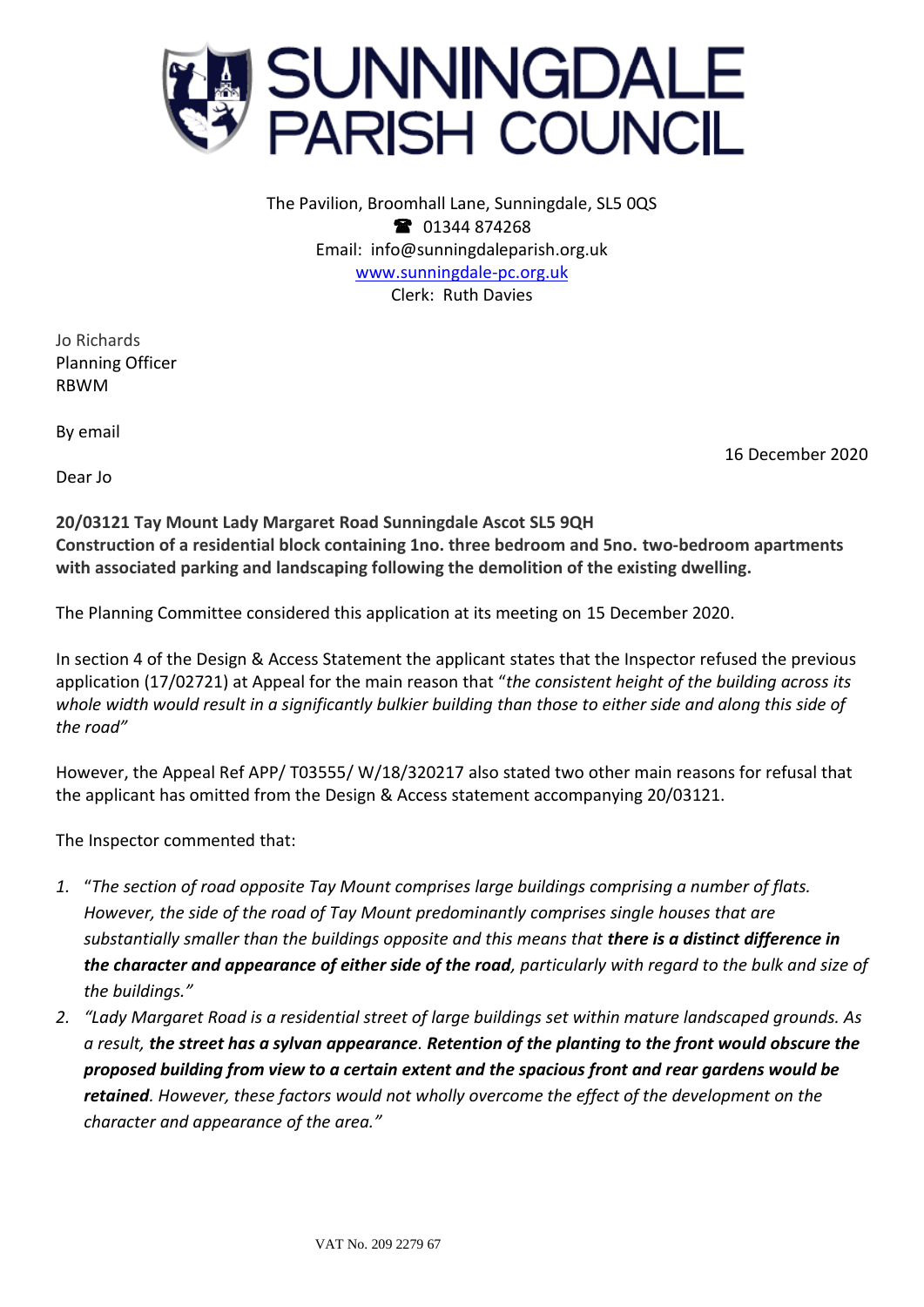# SUNNINGDALE PARISH COUNCIL

The Pavilion, Broomhall Lane, Sunningdale, SL5 0QS
☎ 01344 874268
Email: info@sunningdaleparish.org.uk
www.sunningdale-pc.org.uk
Clerk: Ruth Davies

Jo Richards
Planning Officer
RBWM

By email

16 December 2020

Dear Jo

**20/03121 Tay Mount Lady Margaret Road Sunningdale Ascot SL5 9QH**
**Construction of a residential block containing 1no. three bedroom and 5no. two-bedroom apartments with associated parking and landscaping following the demolition of the existing dwelling.**

The Planning Committee considered this application at its meeting on 15 December 2020.

In section 4 of the Design & Access Statement the applicant states that the Inspector refused the previous application (17/02721) at Appeal for the main reason that "*the consistent height of the building across its whole width would result in a significantly bulkier building than those to either side and along this side of the road"*

However, the Appeal Ref APP/ T03555/ W/18/320217 also stated two other main reasons for refusal that the applicant has omitted from the Design & Access statement accompanying 20/03121.

The Inspector commented that:

1. "*The section of road opposite Tay Mount comprises large buildings comprising a number of flats. However, the side of the road of Tay Mount predominantly comprises single houses that are substantially smaller than the buildings opposite and this means that **there is a distinct difference in the character and appearance of either side of the road**, particularly with regard to the bulk and size of the buildings."*
2. *"Lady Margaret Road is a residential street of large buildings set within mature landscaped grounds. As a result, **the street has a sylvan appearance**. **Retention of the planting to the front would obscure the proposed building from view to a certain extent and the spacious front and rear gardens would be retained**. However, these factors would not wholly overcome the effect of the development on the character and appearance of the area."*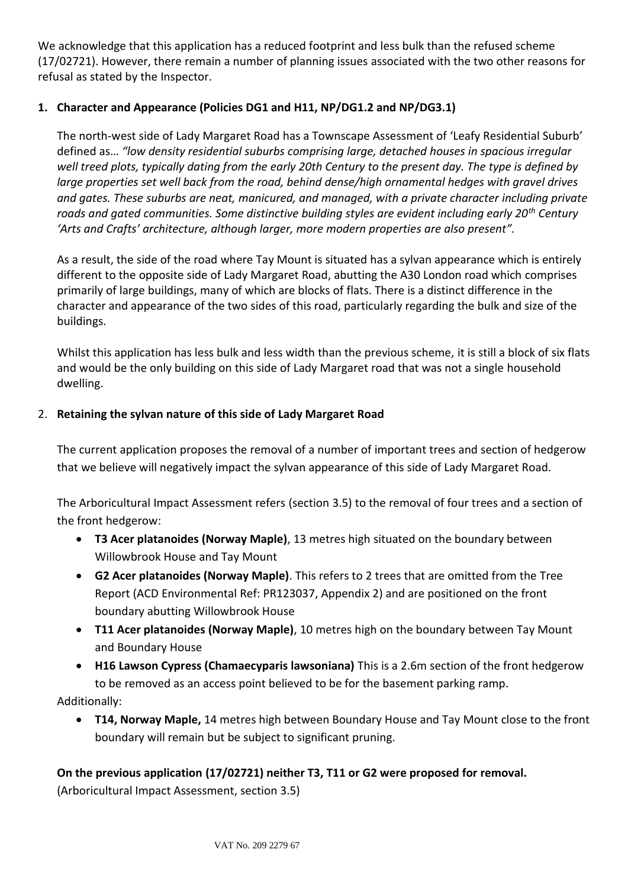We acknowledge that this application has a reduced footprint and less bulk than the refused scheme (17/02721). However, there remain a number of planning issues associated with the two other reasons for refusal as stated by the Inspector.

1. **Character and Appearance (Policies DG1 and H11, NP/DG1.2 and NP/DG3.1)**

   The north-west side of Lady Margaret Road has a Townscape Assessment of 'Leafy Residential Suburb' defined as… *"low density residential suburbs comprising large, detached houses in spacious irregular well treed plots, typically dating from the early 20th Century to the present day. The type is defined by large properties set well back from the road, behind dense/high ornamental hedges with gravel drives and gates. These suburbs are neat, manicured, and managed, with a private character including private roads and gated communities. Some distinctive building styles are evident including early 20th Century 'Arts and Crafts' architecture, although larger, more modern properties are also present".*

   As a result, the side of the road where Tay Mount is situated has a sylvan appearance which is entirely different to the opposite side of Lady Margaret Road, abutting the A30 London road which comprises primarily of large buildings, many of which are blocks of flats. There is a distinct difference in the character and appearance of the two sides of this road, particularly regarding the bulk and size of the buildings.

   Whilst this application has less bulk and less width than the previous scheme, it is still a block of six flats and would be the only building on this side of Lady Margaret road that was not a single household dwelling.

2. **Retaining the sylvan nature of this side of Lady Margaret Road**

   The current application proposes the removal of a number of important trees and section of hedgerow that we believe will negatively impact the sylvan appearance of this side of Lady Margaret Road.

   The Arboricultural Impact Assessment refers (section 3.5) to the removal of four trees and a section of the front hedgerow:

   - **T3 Acer platanoides (Norway Maple)**, 13 metres high situated on the boundary between Willowbrook House and Tay Mount
   - **G2 Acer platanoides (Norway Maple)**. This refers to 2 trees that are omitted from the Tree Report (ACD Environmental Ref: PR123037, Appendix 2) and are positioned on the front boundary abutting Willowbrook House
   - **T11 Acer platanoides (Norway Maple)**, 10 metres high on the boundary between Tay Mount and Boundary House
   - **H16 Lawson Cypress (Chamaecyparis lawsoniana)** This is a 2.6m section of the front hedgerow to be removed as an access point believed to be for the basement parking ramp.

   Additionally:

   - **T14, Norway Maple,** 14 metres high between Boundary House and Tay Mount close to the front boundary will remain but be subject to significant pruning.

   **On the previous application (17/02721) neither T3, T11 or G2 were proposed for removal.**
   (Arboricultural Impact Assessment, section 3.5)

VAT No. 209 2279 67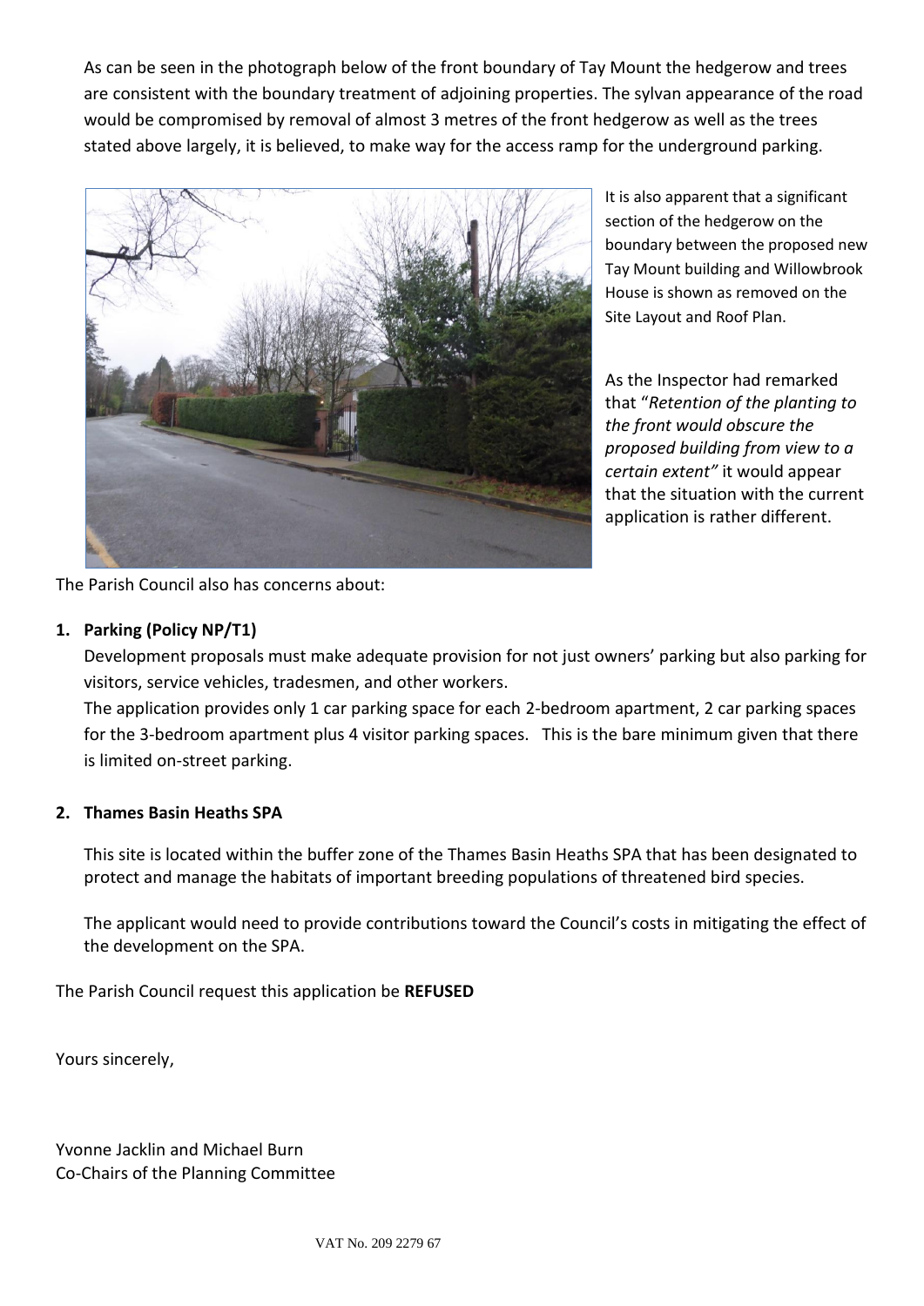As can be seen in the photograph below of the front boundary of Tay Mount the hedgerow and trees are consistent with the boundary treatment of adjoining properties. The sylvan appearance of the road would be compromised by removal of almost 3 metres of the front hedgerow as well as the trees stated above largely, it is believed, to make way for the access ramp for the underground parking.

It is also apparent that a significant section of the hedgerow on the boundary between the proposed new Tay Mount building and Willowbrook House is shown as removed on the Site Layout and Roof Plan.

As the Inspector had remarked that "*Retention of the planting to the front would obscure the proposed building from view to a certain extent"* it would appear that the situation with the current application is rather different.

The Parish Council also has concerns about:

1. **Parking (Policy NP/T1)**

   Development proposals must make adequate provision for not just owners' parking but also parking for visitors, service vehicles, tradesmen, and other workers.

   The application provides only 1 car parking space for each 2-bedroom apartment, 2 car parking spaces for the 3-bedroom apartment plus 4 visitor parking spaces. This is the bare minimum given that there is limited on-street parking.

2. **Thames Basin Heaths SPA**

   This site is located within the buffer zone of the Thames Basin Heaths SPA that has been designated to protect and manage the habitats of important breeding populations of threatened bird species.

   The applicant would need to provide contributions toward the Council's costs in mitigating the effect of the development on the SPA.

The Parish Council request this application be **REFUSED**

Yours sincerely,

Yvonne Jacklin and Michael Burn
Co-Chairs of the Planning Committee

VAT No. 209 2279 67